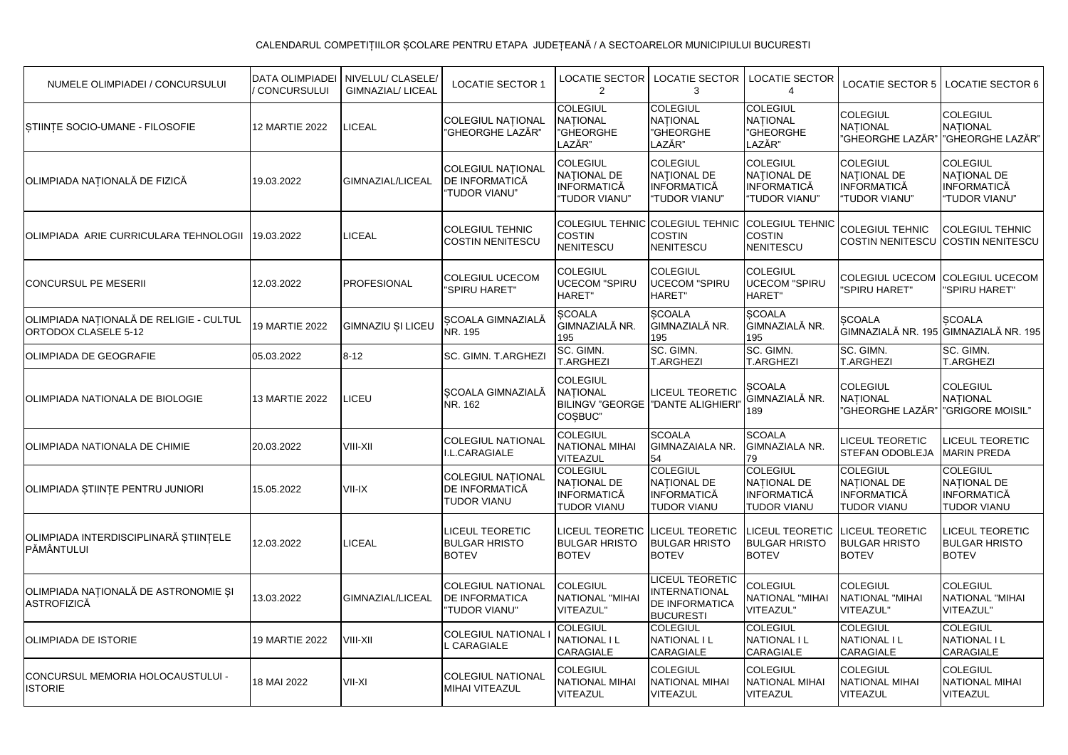CALENDARUL COMPETIȚIILOR ȘCOLARE PENTRU ETAPA JUDEȚEANĂ / A SECTOARELOR MUNICIPIULUI BUCURESTI

| NUMELE OLIMPIADEI / CONCURSULUI | DATA OLIMPIADEI / CONCURSULUI | NIVELUL/ CLASELE/ GIMNAZIAL/ LICEAL | LOCATIE SECTOR 1 | LOCATIE SECTOR 2 | LOCATIE SECTOR 3 | LOCATIE SECTOR 4 | LOCATIE SECTOR 5 | LOCATIE SECTOR 6 |
|---|---|---|---|---|---|---|---|---|
| ȘTIINȚE SOCIO-UMANE - FILOSOFIE | 12 MARTIE 2022 | LICEAL | COLEGIUL NAȚIONAL "GHEORGHE LAZĂR" | COLEGIUL NAȚIONAL "GHEORGHE LAZĂR" | COLEGIUL NAȚIONAL "GHEORGHE LAZĂR" | COLEGIUL NAȚIONAL "GHEORGHE LAZĂR" | COLEGIUL NAȚIONAL "GHEORGHE LAZĂR" | COLEGIUL NAȚIONAL "GHEORGHE LAZĂR" |
| OLIMPIADA NAȚIONALĂ DE FIZICĂ | 19.03.2022 | GIMNAZIAL/LICEAL | COLEGIUL NAȚIONAL DE INFORMATICĂ "TUDOR VIANU" | COLEGIUL NAȚIONAL DE INFORMATICĂ "TUDOR VIANU" | COLEGIUL NAȚIONAL DE INFORMATICĂ "TUDOR VIANU" | COLEGIUL NAȚIONAL DE INFORMATICĂ "TUDOR VIANU" | COLEGIUL NAȚIONAL DE INFORMATICĂ "TUDOR VIANU" | COLEGIUL NAȚIONAL DE INFORMATICĂ "TUDOR VIANU" |
| OLIMPIADA ARIE CURRICULARA TEHNOLOGII | 19.03.2022 | LICEAL | COLEGIUL TEHNIC COSTIN NENITESCU | COLEGIUL TEHNIC COSTIN NENITESCU | COLEGIUL TEHNIC COSTIN NENITESCU | COLEGIUL TEHNIC COSTIN NENITESCU | COLEGIUL TEHNIC COSTIN NENITESCU | COLEGIUL TEHNIC COSTIN NENITESCU |
| CONCURSUL PE MESERII | 12.03.2022 | PROFESIONAL | COLEGIUL UCECOM "SPIRU HARET" | COLEGIUL UCECOM "SPIRU HARET" | COLEGIUL UCECOM "SPIRU HARET" | COLEGIUL UCECOM "SPIRU HARET" | COLEGIUL UCECOM "SPIRU HARET" | COLEGIUL UCECOM "SPIRU HARET" |
| OLIMPIADA NAȚIONALĂ DE RELIGIE - CULTUL ORTODOX CLASELE 5-12 | 19 MARTIE 2022 | GIMNAZIU ȘI LICEU | ȘCOALA GIMNAZIALĂ NR. 195 | ȘCOALA GIMNAZIALĂ NR. 195 | ȘCOALA GIMNAZIALĂ NR. 195 | ȘCOALA GIMNAZIALĂ NR. 195 | ȘCOALA GIMNAZIALĂ NR. 195 | ȘCOALA GIMNAZIALĂ NR. 195 |
| OLIMPIADA DE GEOGRAFIE | 05.03.2022 | 8-12 | SC. GIMN. T.ARGHEZI | SC. GIMN. T.ARGHEZI | SC. GIMN. T.ARGHEZI | SC. GIMN. T.ARGHEZI | SC. GIMN. T.ARGHEZI | SC. GIMN. T.ARGHEZI |
| OLIMPIADA NATIONALA DE BIOLOGIE | 13 MARTIE 2022 | LICEU | ȘCOALA GIMNAZIALĂ NR. 162 | COLEGIUL NAȚIONAL BILINGV "GEORGE COȘBUC" | LICEUL TEORETIC "DANTE ALIGHIERI" | ȘCOALA GIMNAZIALĂ NR. 189 | COLEGIUL NAȚIONAL "GHEORGHE LAZĂR" | COLEGIUL NAȚIONAL "GRIGORE MOISIL" |
| OLIMPIADA NATIONALA DE CHIMIE | 20.03.2022 | VIII-XII | COLEGIUL NATIONAL I.L.CARAGIALE | COLEGIUL NATIONAL MIHAI VITEAZUL | SCOALA GIMNAZIALA NR. 54 | SCOALA GIMNAZIALA NR. 79 | LICEUL TEORETIC STEFAN ODOBLEJA | LICEUL TEORETIC MARIN PREDA |
| OLIMPIADA ȘTIINȚE PENTRU JUNIORI | 15.05.2022 | VII-IX | COLEGIUL NAȚIONAL DE INFORMATICĂ TUDOR VIANU | COLEGIUL NAȚIONAL DE INFORMATICĂ TUDOR VIANU | COLEGIUL NAȚIONAL DE INFORMATICĂ TUDOR VIANU | COLEGIUL NAȚIONAL DE INFORMATICĂ TUDOR VIANU | COLEGIUL NAȚIONAL DE INFORMATICĂ TUDOR VIANU | COLEGIUL NAȚIONAL DE INFORMATICĂ TUDOR VIANU |
| OLIMPIADA INTERDISCIPLINARĂ ȘTIINȚELE PĂMÂNTULUI | 12.03.2022 | LICEAL | LICEUL TEORETIC BULGAR HRISTO BOTEV | LICEUL TEORETIC BULGAR HRISTO BOTEV | LICEUL TEORETIC BULGAR HRISTO BOTEV | LICEUL TEORETIC BULGAR HRISTO BOTEV | LICEUL TEORETIC BULGAR HRISTO BOTEV | LICEUL TEORETIC BULGAR HRISTO BOTEV |
| OLIMPIADA NAȚIONALĂ DE ASTRONOMIE ȘI ASTROFIZICĂ | 13.03.2022 | GIMNAZIAL/LICEAL | COLEGIUL NATIONAL DE INFORMATICA "TUDOR VIANU" | COLEGIUL NATIONAL "MIHAI VITEAZUL" | LICEUL TEORETIC INTERNATIONAL DE INFORMATICA BUCURESTI | COLEGIUL NATIONAL "MIHAI VITEAZUL" | COLEGIUL NATIONAL "MIHAI VITEAZUL" | COLEGIUL NATIONAL "MIHAI VITEAZUL" |
| OLIMPIADA DE ISTORIE | 19 MARTIE 2022 | VIII-XII | COLEGIUL NATIONAL I L CARAGIALE | COLEGIUL NATIONAL I L CARAGIALE | COLEGIUL NATIONAL I L CARAGIALE | COLEGIUL NATIONAL I L CARAGIALE | COLEGIUL NATIONAL I L CARAGIALE | COLEGIUL NATIONAL I L CARAGIALE |
| CONCURSUL MEMORIA HOLOCAUSTULUI - ISTORIE | 18 MAI 2022 | VII-XI | COLEGIUL NATIONAL MIHAI VITEAZUL | COLEGIUL NATIONAL MIHAI VITEAZUL | COLEGIUL NATIONAL MIHAI VITEAZUL | COLEGIUL NATIONAL MIHAI VITEAZUL | COLEGIUL NATIONAL MIHAI VITEAZUL | COLEGIUL NATIONAL MIHAI VITEAZUL |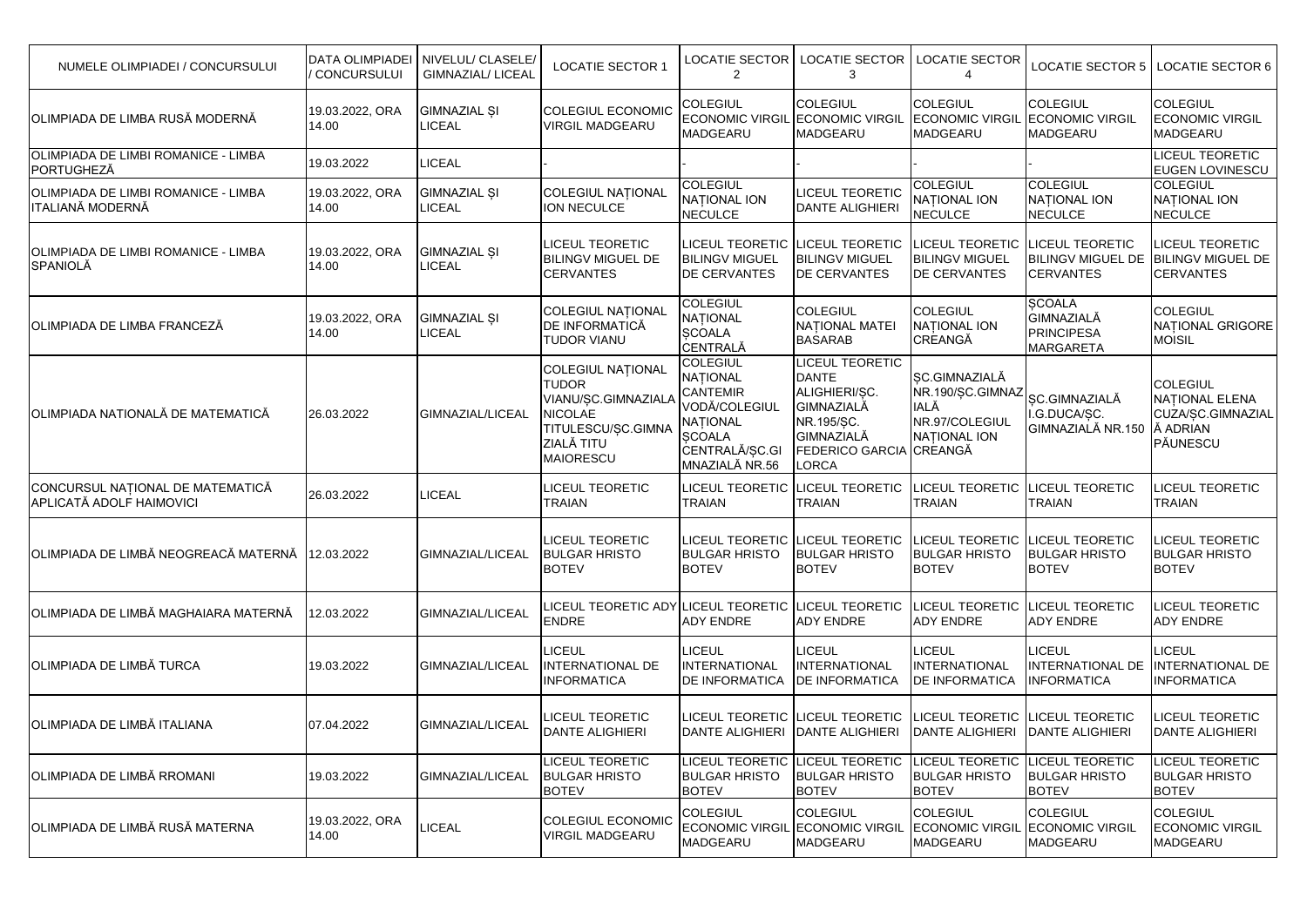| NUMELE OLIMPIADEI / CONCURSULUI | DATA OLIMPIADEI / CONCURSULUI | NIVELUL/ CLASELE/ GIMNAZIAL/ LICEAL | LOCATIE SECTOR 1 | LOCATIE SECTOR 2 | LOCATIE SECTOR 3 | LOCATIE SECTOR 4 | LOCATIE SECTOR 5 | LOCATIE SECTOR 6 |
| --- | --- | --- | --- | --- | --- | --- | --- | --- |
| OLIMPIADA DE LIMBA RUSĂ MODERNĂ | 19.03.2022, ORA 14.00 | GIMNAZIAL ȘI LICEAL | COLEGIUL ECONOMIC VIRGIL MADGEARU | COLEGIUL ECONOMIC VIRGIL MADGEARU | COLEGIUL ECONOMIC VIRGIL MADGEARU | COLEGIUL ECONOMIC VIRGIL MADGEARU | COLEGIUL ECONOMIC VIRGIL MADGEARU | COLEGIUL ECONOMIC VIRGIL MADGEARU |
| OLIMPIADA DE LIMBI ROMANICE - LIMBA PORTUGHEZĂ | 19.03.2022 | LICEAL | - | - | - | - | - | LICEUL TEORETIC EUGEN LOVINESCU |
| OLIMPIADA DE LIMBI ROMANICE - LIMBA ITALIANĂ MODERNĂ | 19.03.2022, ORA 14.00 | GIMNAZIAL ȘI LICEAL | COLEGIUL NAȚIONAL ION NECULCE | COLEGIUL NAȚIONAL ION NECULCE | LICEUL TEORETIC DANTE ALIGHIERI | COLEGIUL NAȚIONAL ION NECULCE | COLEGIUL NAȚIONAL ION NECULCE | COLEGIUL NAȚIONAL ION NECULCE |
| OLIMPIADA DE LIMBI ROMANICE - LIMBA SPANIOLĂ | 19.03.2022, ORA 14.00 | GIMNAZIAL ȘI LICEAL | LICEUL TEORETIC BILINGV MIGUEL DE CERVANTES | LICEUL TEORETIC BILINGV MIGUEL DE CERVANTES | LICEUL TEORETIC BILINGV MIGUEL DE CERVANTES | LICEUL TEORETIC BILINGV MIGUEL DE CERVANTES | LICEUL TEORETIC BILINGV MIGUEL DE CERVANTES | LICEUL TEORETIC BILINGV MIGUEL DE CERVANTES |
| OLIMPIADA DE LIMBA FRANCEZĂ | 19.03.2022, ORA 14.00 | GIMNAZIAL ȘI LICEAL | COLEGIUL NAȚIONAL DE INFORMATICĂ TUDOR VIANU | COLEGIUL NAȚIONAL ȘCOALA CENTRALĂ | COLEGIUL NAȚIONAL MATEI BASARAB | COLEGIUL NAȚIONAL ION CREANGĂ | ȘCOALA GIMNAZIALĂ PRINCIPESA MARGARETA | COLEGIUL NAȚIONAL GRIGORE MOISIL |
| OLIMPIADA NATIONALĂ DE MATEMATICĂ | 26.03.2022 | GIMNAZIAL/LICEAL | COLEGIUL NAȚIONAL TUDOR VIANU/ȘC.GIMNAZIALA NICOLAE TITULESCU/ȘC.GIMNAZIALĂ TITU MAIORESCU | COLEGIUL NAȚIONAL CANTEMIR VODĂ/COLEGIUL NAȚIONAL ȘCOALA CENTRALĂ/ȘC.GIMNAZIALĂ NR.56 | LICEUL TEORETIC DANTE ALIGHIERI/ȘC. GIMNAZIALĂ NR.195/ȘC. GIMNAZIALĂ FEDERICO GARCIA LORCA | ȘC.GIMNAZIALĂ NR.190/ȘC.GIMNAZIALĂ NR.97/COLEGIUL NAȚIONAL ION CREANGĂ | ȘC.GIMNAZIALĂ I.G.DUCA/ȘC. GIMNAZIALĂ NR.150 | COLEGIUL NAȚIONAL ELENA CUZA/ȘC.GIMNAZIALĂ ADRIAN PĂUNESCU |
| CONCURSUL NAȚIONAL DE MATEMATICĂ APLICATĂ ADOLF HAIMOVICI | 26.03.2022 | LICEAL | LICEUL TEORETIC TRAIAN | LICEUL TEORETIC TRAIAN | LICEUL TEORETIC TRAIAN | LICEUL TEORETIC TRAIAN | LICEUL TEORETIC TRAIAN | LICEUL TEORETIC TRAIAN |
| OLIMPIADA DE LIMBĂ NEOGREACĂ MATERNĂ | 12.03.2022 | GIMNAZIAL/LICEAL | LICEUL TEORETIC BULGAR HRISTO BOTEV | LICEUL TEORETIC BULGAR HRISTO BOTEV | LICEUL TEORETIC BULGAR HRISTO BOTEV | LICEUL TEORETIC BULGAR HRISTO BOTEV | LICEUL TEORETIC BULGAR HRISTO BOTEV | LICEUL TEORETIC BULGAR HRISTO BOTEV |
| OLIMPIADA DE LIMBĂ MAGHAIARA MATERNĂ | 12.03.2022 | GIMNAZIAL/LICEAL | LICEUL TEORETIC ADY ENDRE | LICEUL TEORETIC ADY ENDRE | LICEUL TEORETIC ADY ENDRE | LICEUL TEORETIC ADY ENDRE | LICEUL TEORETIC ADY ENDRE | LICEUL TEORETIC ADY ENDRE |
| OLIMPIADA DE LIMBĂ TURCA | 19.03.2022 | GIMNAZIAL/LICEAL | LICEUL INTERNATIONAL DE INFORMATICA | LICEUL INTERNATIONAL DE INFORMATICA | LICEUL INTERNATIONAL DE INFORMATICA | LICEUL INTERNATIONAL DE INFORMATICA | LICEUL INTERNATIONAL DE INFORMATICA | LICEUL INTERNATIONAL DE INFORMATICA |
| OLIMPIADA DE LIMBĂ ITALIANA | 07.04.2022 | GIMNAZIAL/LICEAL | LICEUL TEORETIC DANTE ALIGHIERI | LICEUL TEORETIC DANTE ALIGHIERI | LICEUL TEORETIC DANTE ALIGHIERI | LICEUL TEORETIC DANTE ALIGHIERI | LICEUL TEORETIC DANTE ALIGHIERI | LICEUL TEORETIC DANTE ALIGHIERI |
| OLIMPIADA DE LIMBĂ RROMANI | 19.03.2022 | GIMNAZIAL/LICEAL | LICEUL TEORETIC BULGAR HRISTO BOTEV | LICEUL TEORETIC BULGAR HRISTO BOTEV | LICEUL TEORETIC BULGAR HRISTO BOTEV | LICEUL TEORETIC BULGAR HRISTO BOTEV | LICEUL TEORETIC BULGAR HRISTO BOTEV | LICEUL TEORETIC BULGAR HRISTO BOTEV |
| OLIMPIADA DE LIMBĂ RUSĂ MATERNA | 19.03.2022, ORA 14.00 | LICEAL | COLEGIUL ECONOMIC VIRGIL MADGEARU | COLEGIUL ECONOMIC VIRGIL MADGEARU | COLEGIUL ECONOMIC VIRGIL MADGEARU | COLEGIUL ECONOMIC VIRGIL MADGEARU | COLEGIUL ECONOMIC VIRGIL MADGEARU | COLEGIUL ECONOMIC VIRGIL MADGEARU |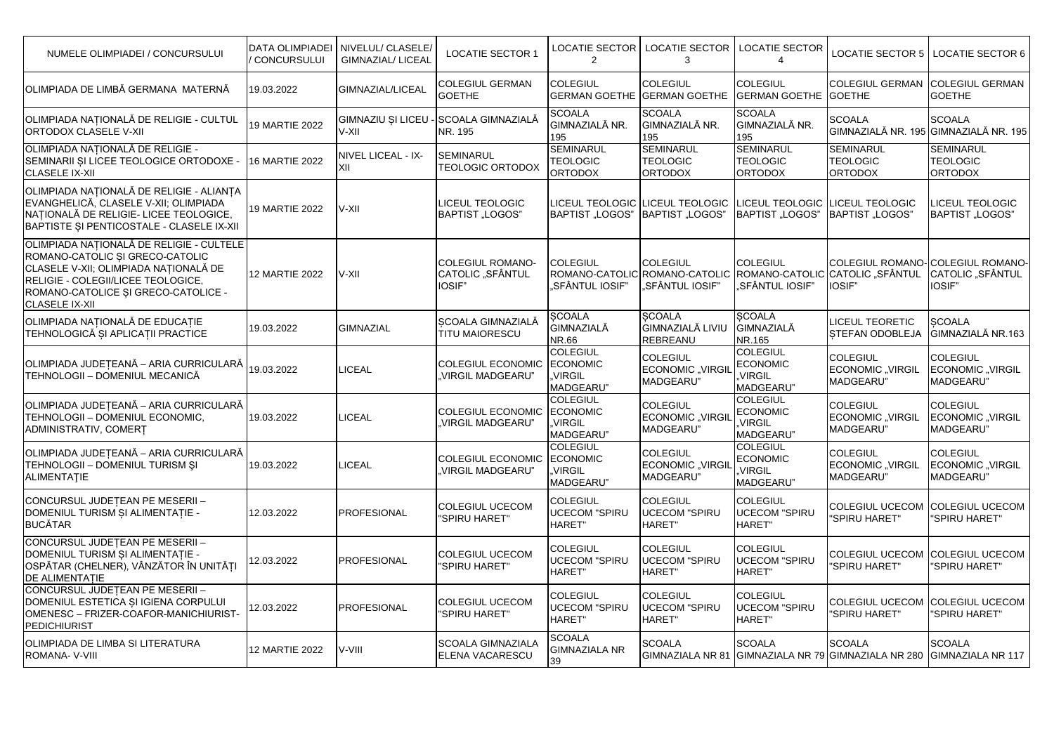| NUMELE OLIMPIADEI / CONCURSULUI | DATA OLIMPIADEI / CONCURSULUI | NIVELUL/ CLASELE/ GIMNAZIAL/ LICEAL | LOCATIE SECTOR 1 | LOCATIE SECTOR 2 | LOCATIE SECTOR 3 | LOCATIE SECTOR 4 | LOCATIE SECTOR 5 | LOCATIE SECTOR 6 |
|---|---|---|---|---|---|---|---|---|
| OLIMPIADA DE LIMBĂ GERMANA MATERNĂ | 19.03.2022 | GIMNAZIAL/LICEAL | COLEGIUL GERMAN GOETHE | COLEGIUL GERMAN GOETHE | COLEGIUL GERMAN GOETHE | COLEGIUL GERMAN GOETHE | COLEGIUL GERMAN GOETHE | COLEGIUL GERMAN GOETHE |
| OLIMPIADA NAȚIONALĂ DE RELIGIE - CULTUL ORTODOX CLASELE V-XII | 19 MARTIE 2022 | GIMNAZIU ȘI LICEU - V-XII | SCOALA GIMNAZIALĂ NR. 195 | SCOALA GIMNAZIALĂ NR. 195 | SCOALA GIMNAZIALĂ NR. 195 | SCOALA GIMNAZIALĂ NR. 195 | SCOALA GIMNAZIALĂ NR. 195 | SCOALA GIMNAZIALĂ NR. 195 |
| OLIMPIADA NAȚIONALĂ DE RELIGIE - SEMINARII ȘI LICEE TEOLOGICE ORTODOXE - CLASELE IX-XII | 16 MARTIE 2022 | NIVEL LICEAL - IX-XII | SEMINARUL TEOLOGIC ORTODOX | SEMINARUL TEOLOGIC ORTODOX | SEMINARUL TEOLOGIC ORTODOX | SEMINARUL TEOLOGIC ORTODOX | SEMINARUL TEOLOGIC ORTODOX | SEMINARUL TEOLOGIC ORTODOX |
| OLIMPIADA NAȚIONALĂ DE RELIGIE - ALIANȚA EVANGHELICĂ, CLASELE V-XII; OLIMPIADA NAȚIONALĂ DE RELIGIE- LICEE TEOLOGICE, BAPTISTE ȘI PENTICOSTALE - CLASELE IX-XII | 19 MARTIE 2022 | V-XII | LICEUL TEOLOGIC BAPTIST „LOGOS" | LICEUL TEOLOGIC BAPTIST „LOGOS" | LICEUL TEOLOGIC BAPTIST „LOGOS" | LICEUL TEOLOGIC BAPTIST „LOGOS" | LICEUL TEOLOGIC BAPTIST „LOGOS" | LICEUL TEOLOGIC BAPTIST „LOGOS" |
| OLIMPIADA NAȚIONALĂ DE RELIGIE - CULTELE ROMANO-CATOLIC ȘI GRECO-CATOLIC CLASELE V-XII; OLIMPIADA NAȚIONALĂ DE RELIGIE - COLEGII/LICEE TEOLOGICE, ROMANO-CATOLICE ȘI GRECO-CATOLICE - CLASELE IX-XII | 12 MARTIE 2022 | V-XII | COLEGIUL ROMANO-CATOLIC „SFÂNTUL IOSIF" | COLEGIUL ROMANO-CATOLIC „SFÂNTUL IOSIF" | COLEGIUL ROMANO-CATOLIC „SFÂNTUL IOSIF" | COLEGIUL ROMANO-CATOLIC „SFÂNTUL IOSIF" | COLEGIUL ROMANO-CATOLIC „SFÂNTUL IOSIF" | COLEGIUL ROMANO-CATOLIC „SFÂNTUL IOSIF" |
| OLIMPIADA NAȚIONALĂ DE EDUCAȚIE TEHNOLOGICĂ ȘI APLICAȚII PRACTICE | 19.03.2022 | GIMNAZIAL | ȘCOALA GIMNAZIALĂ TITU MAIORESCU | ȘCOALA GIMNAZIALĂ NR.66 | ȘCOALA GIMNAZIALĂ LIVIU REBREANU | ȘCOALA GIMNAZIALĂ NR.165 | LICEUL TEORETIC ȘTEFAN ODOBLEJA | ȘCOALA GIMNAZIALĂ NR.163 |
| OLIMPIADA JUDEȚEANĂ – ARIA CURRICULARĂ TEHNOLOGII – DOMENIUL MECANICĂ | 19.03.2022 | LICEAL | COLEGIUL ECONOMIC „VIRGIL MADGEARU" | COLEGIUL ECONOMIC „VIRGIL MADGEARU" | COLEGIUL ECONOMIC „VIRGIL MADGEARU" | COLEGIUL ECONOMIC „VIRGIL MADGEARU" | COLEGIUL ECONOMIC „VIRGIL MADGEARU" | COLEGIUL ECONOMIC „VIRGIL MADGEARU" |
| OLIMPIADA JUDEȚEANĂ – ARIA CURRICULARĂ TEHNOLOGII – DOMENIUL ECONOMIC, ADMINISTRATIV, COMERȚ | 19.03.2022 | LICEAL | COLEGIUL ECONOMIC „VIRGIL MADGEARU" | COLEGIUL ECONOMIC „VIRGIL MADGEARU" | COLEGIUL ECONOMIC „VIRGIL MADGEARU" | COLEGIUL ECONOMIC „VIRGIL MADGEARU" | COLEGIUL ECONOMIC „VIRGIL MADGEARU" | COLEGIUL ECONOMIC „VIRGIL MADGEARU" |
| OLIMPIADA JUDEȚEANĂ – ARIA CURRICULARĂ TEHNOLOGII – DOMENIUL TURISM ŞI ALIMENTAŢIE | 19.03.2022 | LICEAL | COLEGIUL ECONOMIC „VIRGIL MADGEARU" | COLEGIUL ECONOMIC „VIRGIL MADGEARU" | COLEGIUL ECONOMIC „VIRGIL MADGEARU" | COLEGIUL ECONOMIC „VIRGIL MADGEARU" | COLEGIUL ECONOMIC „VIRGIL MADGEARU" | COLEGIUL ECONOMIC „VIRGIL MADGEARU" |
| CONCURSUL JUDEȚEAN PE MESERII – DOMENIUL TURISM ȘI ALIMENTAȚIE - BUCĂTAR | 12.03.2022 | PROFESIONAL | COLEGIUL UCECOM "SPIRU HARET" | COLEGIUL UCECOM "SPIRU HARET" | COLEGIUL UCECOM "SPIRU HARET" | COLEGIUL UCECOM "SPIRU HARET" | COLEGIUL UCECOM "SPIRU HARET" | COLEGIUL UCECOM "SPIRU HARET" |
| CONCURSUL JUDEȚEAN PE MESERII – DOMENIUL TURISM ȘI ALIMENTAȚIE - OSPĂTAR (CHELNER), VÂNZĂTOR ÎN UNITĂȚI DE ALIMENTAȚIE | 12.03.2022 | PROFESIONAL | COLEGIUL UCECOM "SPIRU HARET" | COLEGIUL UCECOM "SPIRU HARET" | COLEGIUL UCECOM "SPIRU HARET" | COLEGIUL UCECOM "SPIRU HARET" | COLEGIUL UCECOM "SPIRU HARET" | COLEGIUL UCECOM "SPIRU HARET" |
| CONCURSUL JUDEȚEAN PE MESERII – DOMENIUL ESTETICA ȘI IGIENA CORPULUI OMENESC – FRIZER-COAFOR-MANICHIURIST-PEDICHIURIST | 12.03.2022 | PROFESIONAL | COLEGIUL UCECOM "SPIRU HARET" | COLEGIUL UCECOM "SPIRU HARET" | COLEGIUL UCECOM "SPIRU HARET" | COLEGIUL UCECOM "SPIRU HARET" | COLEGIUL UCECOM "SPIRU HARET" | COLEGIUL UCECOM "SPIRU HARET" |
| OLIMPIADA DE LIMBA SI LITERATURA ROMANA- V-VIII | 12 MARTIE 2022 | V-VIII | SCOALA GIMNAZIALA ELENA VACARESCU | SCOALA GIMNAZIALA NR 39 | SCOALA GIMNAZIALA NR 81 | SCOALA GIMNAZIALA NR 79 | SCOALA GIMNAZIALA NR 280 | SCOALA GIMNAZIALA NR 117 |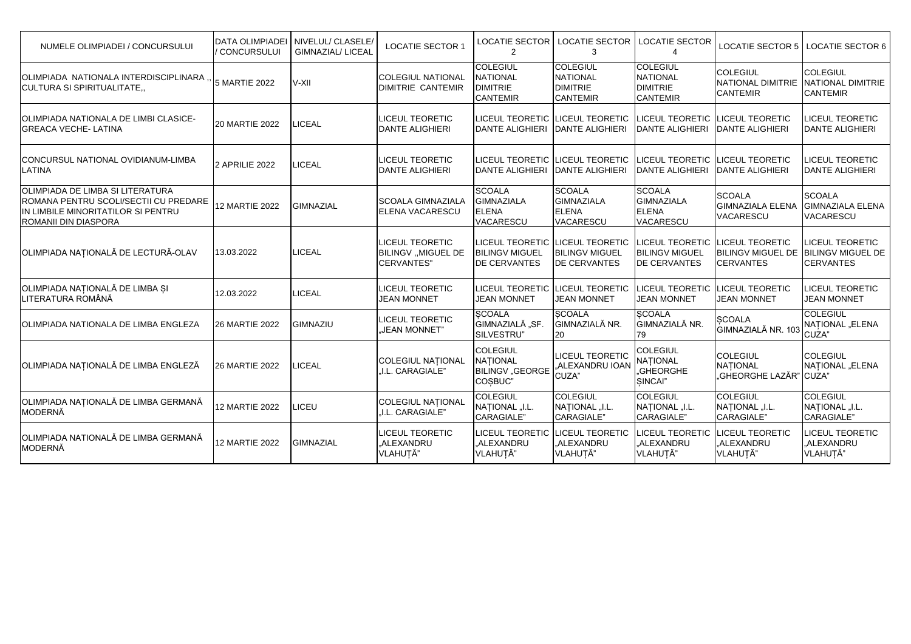| NUMELE OLIMPIADEI / CONCURSULUI | DATA OLIMPIADEI / CONCURSULUI | NIVELUL/ CLASELE/ GIMNAZIAL/ LICEAL | LOCATIE SECTOR 1 | LOCATIE SECTOR 2 | LOCATIE SECTOR 3 | LOCATIE SECTOR 4 | LOCATIE SECTOR 5 | LOCATIE SECTOR 6 |
|---|---|---|---|---|---|---|---|---|
| OLIMPIADA NATIONALA INTERDISCIPLINARA ,, CULTURA SI SPIRITUALITATE,, | 5 MARTIE 2022 | V-XII | COLEGIUL NATIONAL DIMITRIE CANTEMIR | COLEGIUL NATIONAL DIMITRIE CANTEMIR | COLEGIUL NATIONAL DIMITRIE CANTEMIR | COLEGIUL NATIONAL DIMITRIE CANTEMIR | COLEGIUL NATIONAL DIMITRIE CANTEMIR | COLEGIUL NATIONAL DIMITRIE CANTEMIR |
| OLIMPIADA NATIONALA DE LIMBI CLASICE-GREACA VECHE- LATINA | 20 MARTIE 2022 | LICEAL | LICEUL TEORETIC DANTE ALIGHIERI | LICEUL TEORETIC DANTE ALIGHIERI | LICEUL TEORETIC DANTE ALIGHIERI | LICEUL TEORETIC DANTE ALIGHIERI | LICEUL TEORETIC DANTE ALIGHIERI | LICEUL TEORETIC DANTE ALIGHIERI |
| CONCURSUL NATIONAL OVIDIANUM-LIMBA LATINA | 2 APRILIE 2022 | LICEAL | LICEUL TEORETIC DANTE ALIGHIERI | LICEUL TEORETIC DANTE ALIGHIERI | LICEUL TEORETIC DANTE ALIGHIERI | LICEUL TEORETIC DANTE ALIGHIERI | LICEUL TEORETIC DANTE ALIGHIERI | LICEUL TEORETIC DANTE ALIGHIERI |
| OLIMPIADA DE LIMBA SI LITERATURA ROMANA PENTRU SCOLI/SECTII CU PREDARE IN LIMBILE MINORITATILOR SI PENTRU ROMANII DIN DIASPORA | 12 MARTIE 2022 | GIMNAZIAL | SCOALA GIMNAZIALA ELENA VACARESCU | SCOALA GIMNAZIALA ELENA VACARESCU | SCOALA GIMNAZIALA ELENA VACARESCU | SCOALA GIMNAZIALA ELENA VACARESCU | SCOALA GIMNAZIALA ELENA VACARESCU | SCOALA GIMNAZIALA ELENA VACARESCU |
| OLIMPIADA NAȚIONALĂ DE LECTURĂ-OLAV | 13.03.2022 | LICEAL | LICEUL TEORETIC BILINGV ,,MIGUEL DE CERVANTES" | LICEUL TEORETIC BILINGV MIGUEL DE CERVANTES | LICEUL TEORETIC BILINGV MIGUEL DE CERVANTES | LICEUL TEORETIC BILINGV MIGUEL DE CERVANTES | LICEUL TEORETIC BILINGV MIGUEL DE CERVANTES | LICEUL TEORETIC BILINGV MIGUEL DE CERVANTES |
| OLIMPIADA NAȚIONALĂ DE LIMBA ȘI LITERATURA ROMÂNĂ | 12.03.2022 | LICEAL | LICEUL TEORETIC JEAN MONNET | LICEUL TEORETIC JEAN MONNET | LICEUL TEORETIC JEAN MONNET | LICEUL TEORETIC JEAN MONNET | LICEUL TEORETIC JEAN MONNET | LICEUL TEORETIC JEAN MONNET |
| OLIMPIADA NATIONALA DE LIMBA ENGLEZA | 26 MARTIE 2022 | GIMNAZIU | LICEUL TEORETIC „JEAN MONNET" | ȘCOALA GIMNAZIALĂ „SF. SILVESTRU" | ȘCOALA GIMNAZIALĂ NR. 20 | ȘCOALA GIMNAZIALĂ NR. 79 | ȘCOALA GIMNAZIALĂ NR. 103 | COLEGIUL NAȚIONAL „ELENA CUZA" |
| OLIMPIADA NAȚIONALĂ DE LIMBA ENGLEZĂ | 26 MARTIE 2022 | LICEAL | COLEGIUL NAȚIONAL „I.L. CARAGIALE" | COLEGIUL NAȚIONAL BILINGV „GEORGE COȘBUC" | LICEUL TEORETIC „ALEXANDRU IOAN CUZA" | COLEGIUL NAȚIONAL „GHEORGHE ȘINCAI" | COLEGIUL NAȚIONAL „GHEORGHE LAZĂR" | COLEGIUL NAȚIONAL „ELENA CUZA" |
| OLIMPIADA NAȚIONALĂ DE LIMBA GERMANĂ MODERNĂ | 12 MARTIE 2022 | LICEU | COLEGIUL NAȚIONAL „I.L. CARAGIALE" | COLEGIUL NAȚIONAL „I.L. CARAGIALE" | COLEGIUL NAȚIONAL „I.L. CARAGIALE" | COLEGIUL NAȚIONAL „I.L. CARAGIALE" | COLEGIUL NAȚIONAL „I.L. CARAGIALE" | COLEGIUL NAȚIONAL „I.L. CARAGIALE" |
| OLIMPIADA NATIONALĂ DE LIMBA GERMANĂ MODERNĂ | 12 MARTIE 2022 | GIMNAZIAL | LICEUL TEORETIC „ALEXANDRU VLAHUȚĂ" | LICEUL TEORETIC „ALEXANDRU VLAHUȚĂ" | LICEUL TEORETIC „ALEXANDRU VLAHUȚĂ" | LICEUL TEORETIC „ALEXANDRU VLAHUȚĂ" | LICEUL TEORETIC „ALEXANDRU VLAHUȚĂ" | LICEUL TEORETIC „ALEXANDRU VLAHUȚĂ" |